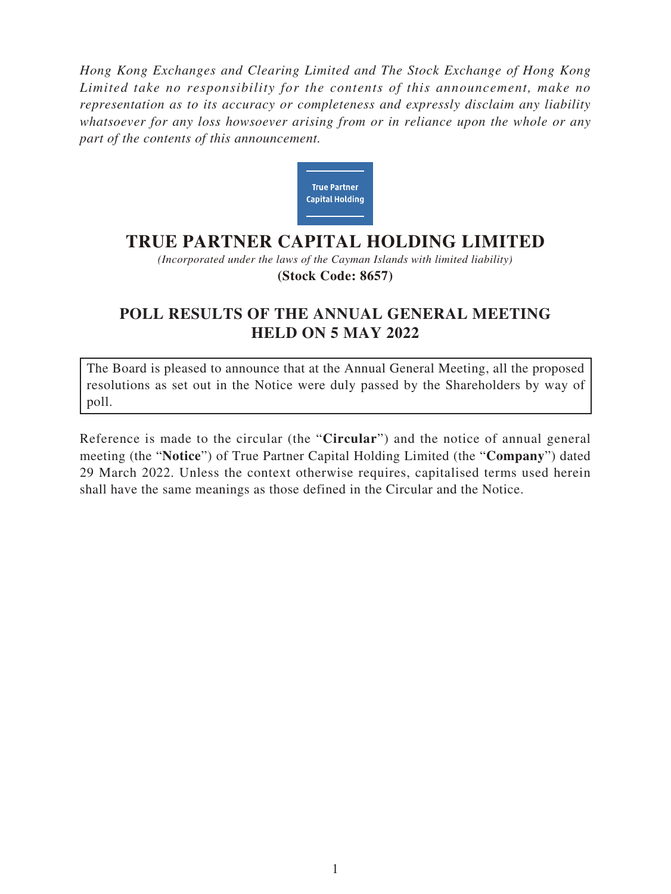*Hong Kong Exchanges and Clearing Limited and The Stock Exchange of Hong Kong Limited take no responsibility for the contents of this announcement, make no representation as to its accuracy or completeness and expressly disclaim any liability whatsoever for any loss howsoever arising from or in reliance upon the whole or any part of the contents of this announcement.*

True Partner Capital Holding

# TRUE PARTNER CAPITAL HOLDING LIMITED

*(Incorporated under the laws of the Cayman Islands with limited liability)*

**(Stock Code: 8657)**

## POLL RESULTS OF THE ANNUAL GENERAL MEETING HELD ON 5 MAY 2022

The Board is pleased to announce that at the Annual General Meeting, all the proposed resolutions as set out in the Notice were duly passed by the Shareholders by way of poll.

Reference is made to the circular (the "**Circular**") and the notice of annual general meeting (the "**Notice**") of True Partner Capital Holding Limited (the "**Company**") dated 29 March 2022. Unless the context otherwise requires, capitalised terms used herein shall have the same meanings as those defined in the Circular and the Notice.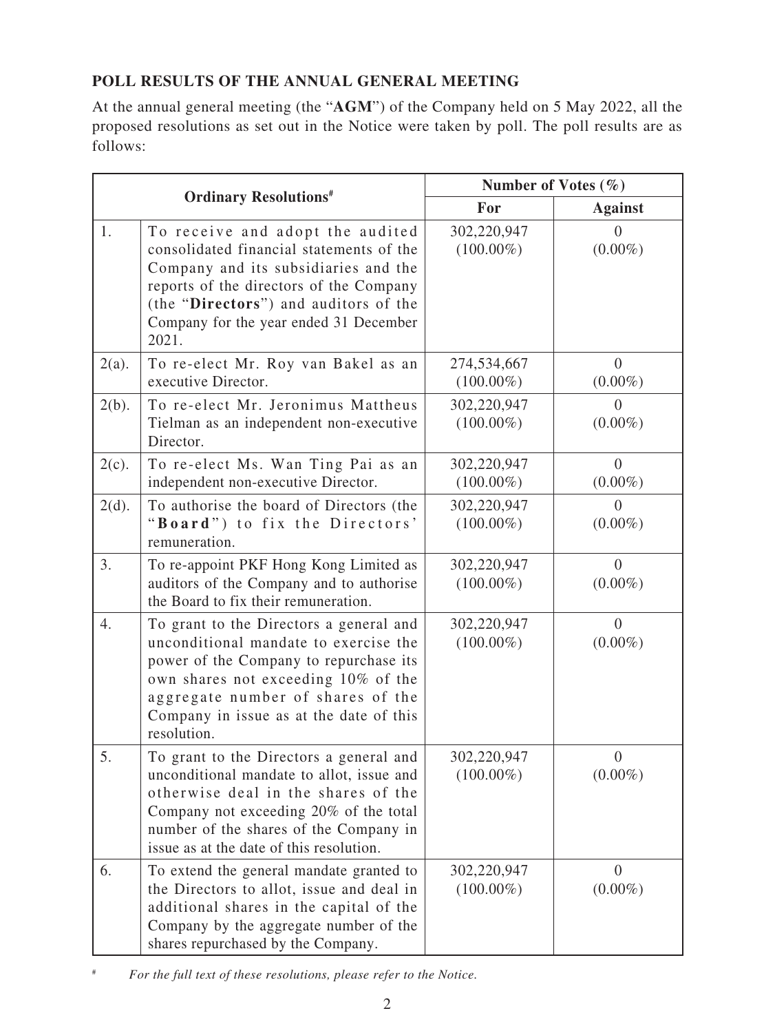## POLL RESULTS OF THE ANNUAL GENERAL MEETING

At the annual general meeting (the "**AGM**") of the Company held on 5 May 2022, all the proposed resolutions as set out in the Notice were taken by poll. The poll results are as follows:

| Ordinary Resolutions[#] | | Number of Votes (%) | |
|---|---|---|---|
| | | For | Against |
| 1. | To receive and adopt the audited consolidated financial statements of the Company and its subsidiaries and the reports of the directors of the Company (the "**Directors**") and auditors of the Company for the year ended 31 December 2021. | 302,220,947 (100.00%) | 0 (0.00%) |
| 2(a). | To re-elect Mr. Roy van Bakel as an executive Director. | 274,534,667 (100.00%) | 0 (0.00%) |
| 2(b). | To re-elect Mr. Jeronimus Mattheus Tielman as an independent non-executive Director. | 302,220,947 (100.00%) | 0 (0.00%) |
| 2(c). | To re-elect Ms. Wan Ting Pai as an independent non-executive Director. | 302,220,947 (100.00%) | 0 (0.00%) |
| 2(d). | To authorise the board of Directors (the "**Board**") to fix the Directors' remuneration. | 302,220,947 (100.00%) | 0 (0.00%) |
| 3. | To re-appoint PKF Hong Kong Limited as auditors of the Company and to authorise the Board to fix their remuneration. | 302,220,947 (100.00%) | 0 (0.00%) |
| 4. | To grant to the Directors a general and unconditional mandate to exercise the power of the Company to repurchase its own shares not exceeding 10% of the aggregate number of shares of the Company in issue as at the date of this resolution. | 302,220,947 (100.00%) | 0 (0.00%) |
| 5. | To grant to the Directors a general and unconditional mandate to allot, issue and otherwise deal in the shares of the Company not exceeding 20% of the total number of the shares of the Company in issue as at the date of this resolution. | 302,220,947 (100.00%) | 0 (0.00%) |
| 6. | To extend the general mandate granted to the Directors to allot, issue and deal in additional shares in the capital of the Company by the aggregate number of the shares repurchased by the Company. | 302,220,947 (100.00%) | 0 (0.00%) |

[#] *For the full text of these resolutions, please refer to the Notice.*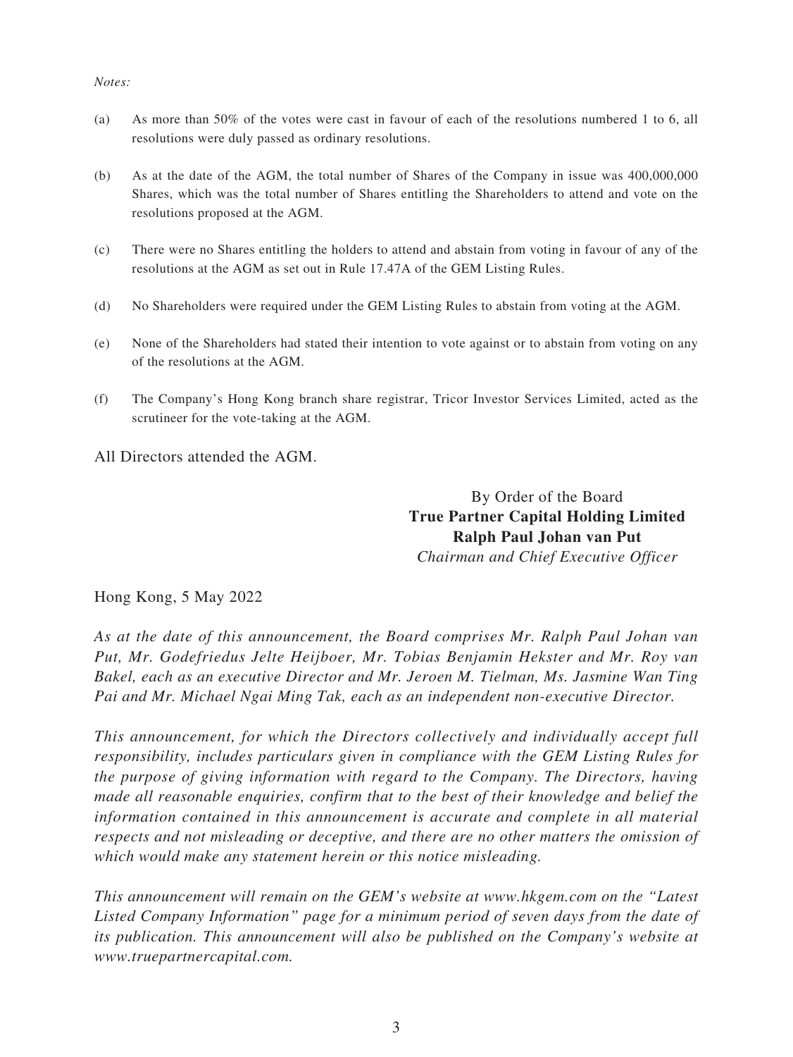*Notes:*

(a) As more than 50% of the votes were cast in favour of each of the resolutions numbered 1 to 6, all resolutions were duly passed as ordinary resolutions.

(b) As at the date of the AGM, the total number of Shares of the Company in issue was 400,000,000 Shares, which was the total number of Shares entitling the Shareholders to attend and vote on the resolutions proposed at the AGM.

(c) There were no Shares entitling the holders to attend and abstain from voting in favour of any of the resolutions at the AGM as set out in Rule 17.47A of the GEM Listing Rules.

(d) No Shareholders were required under the GEM Listing Rules to abstain from voting at the AGM.

(e) None of the Shareholders had stated their intention to vote against or to abstain from voting on any of the resolutions at the AGM.

(f) The Company's Hong Kong branch share registrar, Tricor Investor Services Limited, acted as the scrutineer for the vote-taking at the AGM.

All Directors attended the AGM.

By Order of the Board
**True Partner Capital Holding Limited**
**Ralph Paul Johan van Put**
*Chairman and Chief Executive Officer*

Hong Kong, 5 May 2022

*As at the date of this announcement, the Board comprises Mr. Ralph Paul Johan van Put, Mr. Godefriedus Jelte Heijboer, Mr. Tobias Benjamin Hekster and Mr. Roy van Bakel, each as an executive Director and Mr. Jeroen M. Tielman, Ms. Jasmine Wan Ting Pai and Mr. Michael Ngai Ming Tak, each as an independent non-executive Director.*

*This announcement, for which the Directors collectively and individually accept full responsibility, includes particulars given in compliance with the GEM Listing Rules for the purpose of giving information with regard to the Company. The Directors, having made all reasonable enquiries, confirm that to the best of their knowledge and belief the information contained in this announcement is accurate and complete in all material respects and not misleading or deceptive, and there are no other matters the omission of which would make any statement herein or this notice misleading.*

*This announcement will remain on the GEM's website at www.hkgem.com on the "Latest Listed Company Information" page for a minimum period of seven days from the date of its publication. This announcement will also be published on the Company's website at www.truepartnercapital.com.*